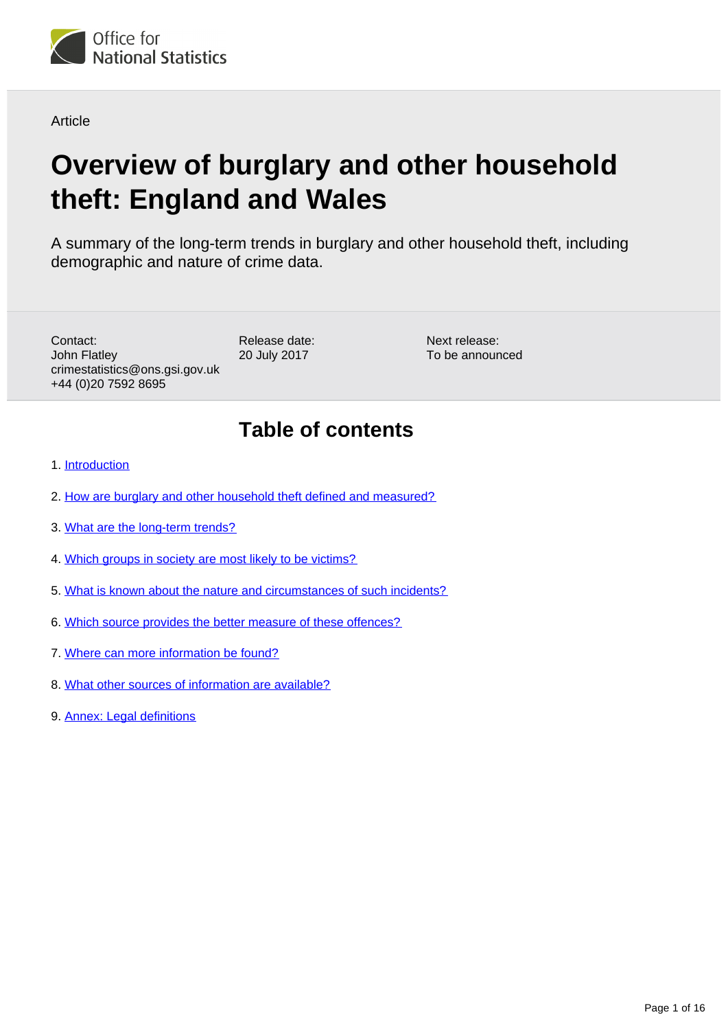Office for National Statistics

Article

# Overview of burglary and other household theft: England and Wales

A summary of the long-term trends in burglary and other household theft, including demographic and nature of crime data.

Contact:
John Flatley
crimestatistics@ons.gsi.gov.uk
+44 (0)20 7592 8695

Release date:
20 July 2017

Next release:
To be announced

## Table of contents

1. Introduction
2. How are burglary and other household theft defined and measured?
3. What are the long-term trends?
4. Which groups in society are most likely to be victims?
5. What is known about the nature and circumstances of such incidents?
6. Which source provides the better measure of these offences?
7. Where can more information be found?
8. What other sources of information are available?
9. Annex: Legal definitions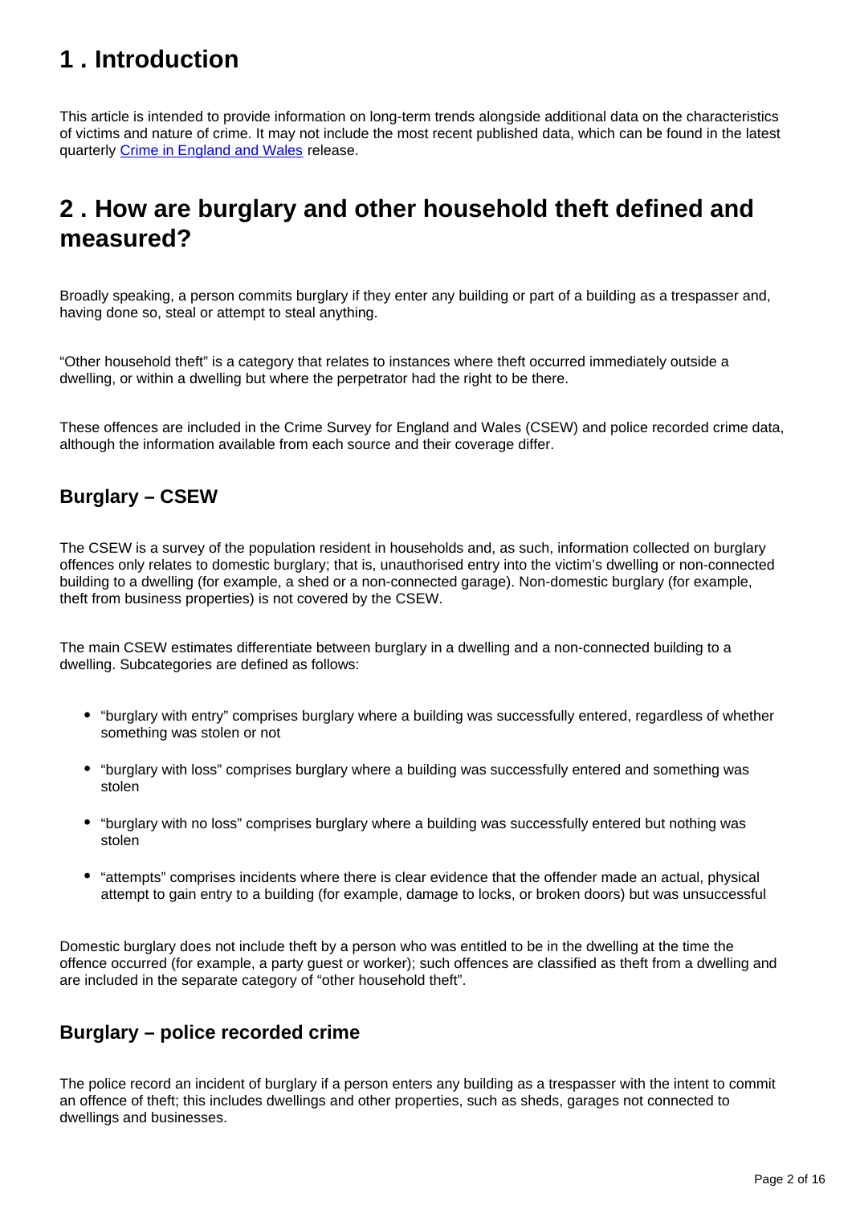## 1 . Introduction

This article is intended to provide information on long-term trends alongside additional data on the characteristics of victims and nature of crime. It may not include the most recent published data, which can be found in the latest quarterly [Crime in England and Wales](#) release.

## 2 . How are burglary and other household theft defined and measured?

Broadly speaking, a person commits burglary if they enter any building or part of a building as a trespasser and, having done so, steal or attempt to steal anything.

"Other household theft" is a category that relates to instances where theft occurred immediately outside a dwelling, or within a dwelling but where the perpetrator had the right to be there.

These offences are included in the Crime Survey for England and Wales (CSEW) and police recorded crime data, although the information available from each source and their coverage differ.

### Burglary – CSEW

The CSEW is a survey of the population resident in households and, as such, information collected on burglary offences only relates to domestic burglary; that is, unauthorised entry into the victim's dwelling or non-connected building to a dwelling (for example, a shed or a non-connected garage). Non-domestic burglary (for example, theft from business properties) is not covered by the CSEW.

The main CSEW estimates differentiate between burglary in a dwelling and a non-connected building to a dwelling. Subcategories are defined as follows:

- "burglary with entry" comprises burglary where a building was successfully entered, regardless of whether something was stolen or not
- "burglary with loss" comprises burglary where a building was successfully entered and something was stolen
- "burglary with no loss" comprises burglary where a building was successfully entered but nothing was stolen
- "attempts" comprises incidents where there is clear evidence that the offender made an actual, physical attempt to gain entry to a building (for example, damage to locks, or broken doors) but was unsuccessful

Domestic burglary does not include theft by a person who was entitled to be in the dwelling at the time the offence occurred (for example, a party guest or worker); such offences are classified as theft from a dwelling and are included in the separate category of "other household theft".

### Burglary – police recorded crime

The police record an incident of burglary if a person enters any building as a trespasser with the intent to commit an offence of theft; this includes dwellings and other properties, such as sheds, garages not connected to dwellings and businesses.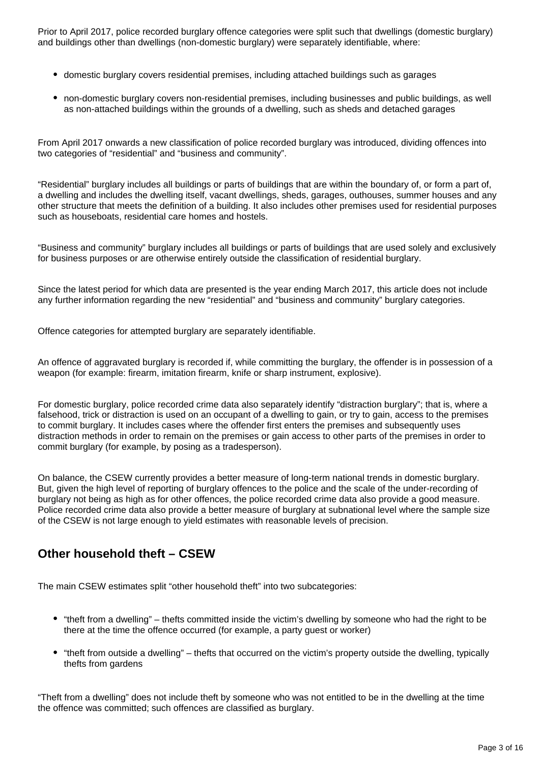Prior to April 2017, police recorded burglary offence categories were split such that dwellings (domestic burglary) and buildings other than dwellings (non-domestic burglary) were separately identifiable, where:

- domestic burglary covers residential premises, including attached buildings such as garages
- non-domestic burglary covers non-residential premises, including businesses and public buildings, as well as non-attached buildings within the grounds of a dwelling, such as sheds and detached garages

From April 2017 onwards a new classification of police recorded burglary was introduced, dividing offences into two categories of “residential” and “business and community”.

“Residential” burglary includes all buildings or parts of buildings that are within the boundary of, or form a part of, a dwelling and includes the dwelling itself, vacant dwellings, sheds, garages, outhouses, summer houses and any other structure that meets the definition of a building. It also includes other premises used for residential purposes such as houseboats, residential care homes and hostels.

“Business and community” burglary includes all buildings or parts of buildings that are used solely and exclusively for business purposes or are otherwise entirely outside the classification of residential burglary.

Since the latest period for which data are presented is the year ending March 2017, this article does not include any further information regarding the new “residential” and “business and community” burglary categories.

Offence categories for attempted burglary are separately identifiable.

An offence of aggravated burglary is recorded if, while committing the burglary, the offender is in possession of a weapon (for example: firearm, imitation firearm, knife or sharp instrument, explosive).

For domestic burglary, police recorded crime data also separately identify “distraction burglary”; that is, where a falsehood, trick or distraction is used on an occupant of a dwelling to gain, or try to gain, access to the premises to commit burglary. It includes cases where the offender first enters the premises and subsequently uses distraction methods in order to remain on the premises or gain access to other parts of the premises in order to commit burglary (for example, by posing as a tradesperson).

On balance, the CSEW currently provides a better measure of long-term national trends in domestic burglary. But, given the high level of reporting of burglary offences to the police and the scale of the under-recording of burglary not being as high as for other offences, the police recorded crime data also provide a good measure. Police recorded crime data also provide a better measure of burglary at subnational level where the sample size of the CSEW is not large enough to yield estimates with reasonable levels of precision.

## Other household theft – CSEW

The main CSEW estimates split “other household theft” into two subcategories:

- “theft from a dwelling” – thefts committed inside the victim’s dwelling by someone who had the right to be there at the time the offence occurred (for example, a party guest or worker)
- “theft from outside a dwelling” – thefts that occurred on the victim’s property outside the dwelling, typically thefts from gardens

“Theft from a dwelling” does not include theft by someone who was not entitled to be in the dwelling at the time the offence was committed; such offences are classified as burglary.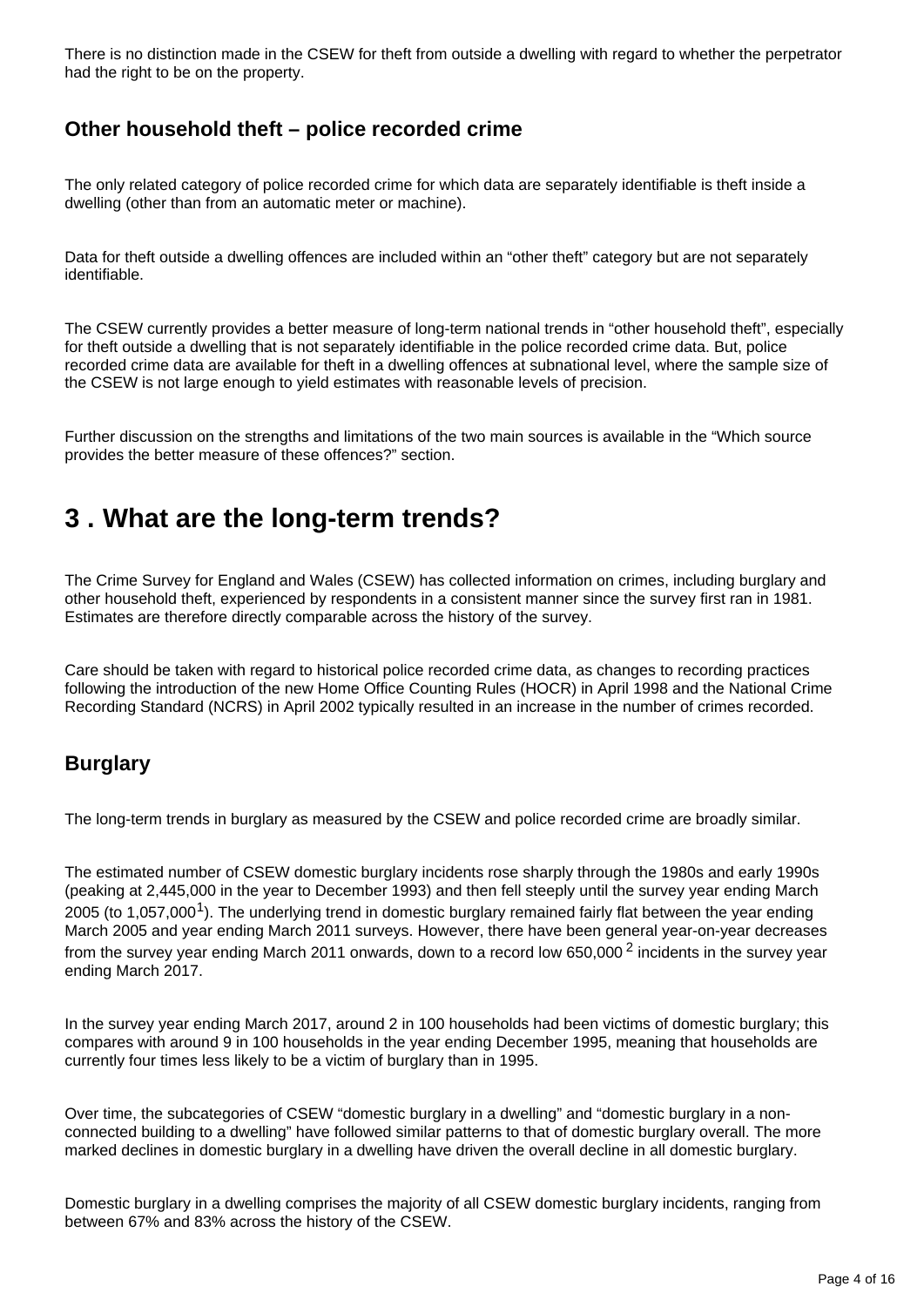There is no distinction made in the CSEW for theft from outside a dwelling with regard to whether the perpetrator had the right to be on the property.

### Other household theft – police recorded crime

The only related category of police recorded crime for which data are separately identifiable is theft inside a dwelling (other than from an automatic meter or machine).

Data for theft outside a dwelling offences are included within an “other theft” category but are not separately identifiable.

The CSEW currently provides a better measure of long-term national trends in “other household theft”, especially for theft outside a dwelling that is not separately identifiable in the police recorded crime data. But, police recorded crime data are available for theft in a dwelling offences at subnational level, where the sample size of the CSEW is not large enough to yield estimates with reasonable levels of precision.

Further discussion on the strengths and limitations of the two main sources is available in the “Which source provides the better measure of these offences?” section.

## 3 . What are the long-term trends?

The Crime Survey for England and Wales (CSEW) has collected information on crimes, including burglary and other household theft, experienced by respondents in a consistent manner since the survey first ran in 1981. Estimates are therefore directly comparable across the history of the survey.

Care should be taken with regard to historical police recorded crime data, as changes to recording practices following the introduction of the new Home Office Counting Rules (HOCR) in April 1998 and the National Crime Recording Standard (NCRS) in April 2002 typically resulted in an increase in the number of crimes recorded.

### Burglary

The long-term trends in burglary as measured by the CSEW and police recorded crime are broadly similar.

The estimated number of CSEW domestic burglary incidents rose sharply through the 1980s and early 1990s (peaking at 2,445,000 in the year to December 1993) and then fell steeply until the survey year ending March 2005 (to 1,057,000[1]). The underlying trend in domestic burglary remained fairly flat between the year ending March 2005 and year ending March 2011 surveys. However, there have been general year-on-year decreases from the survey year ending March 2011 onwards, down to a record low 650,000 [2] incidents in the survey year ending March 2017.

In the survey year ending March 2017, around 2 in 100 households had been victims of domestic burglary; this compares with around 9 in 100 households in the year ending December 1995, meaning that households are currently four times less likely to be a victim of burglary than in 1995.

Over time, the subcategories of CSEW “domestic burglary in a dwelling” and “domestic burglary in a non-connected building to a dwelling” have followed similar patterns to that of domestic burglary overall. The more marked declines in domestic burglary in a dwelling have driven the overall decline in all domestic burglary.

Domestic burglary in a dwelling comprises the majority of all CSEW domestic burglary incidents, ranging from between 67% and 83% across the history of the CSEW.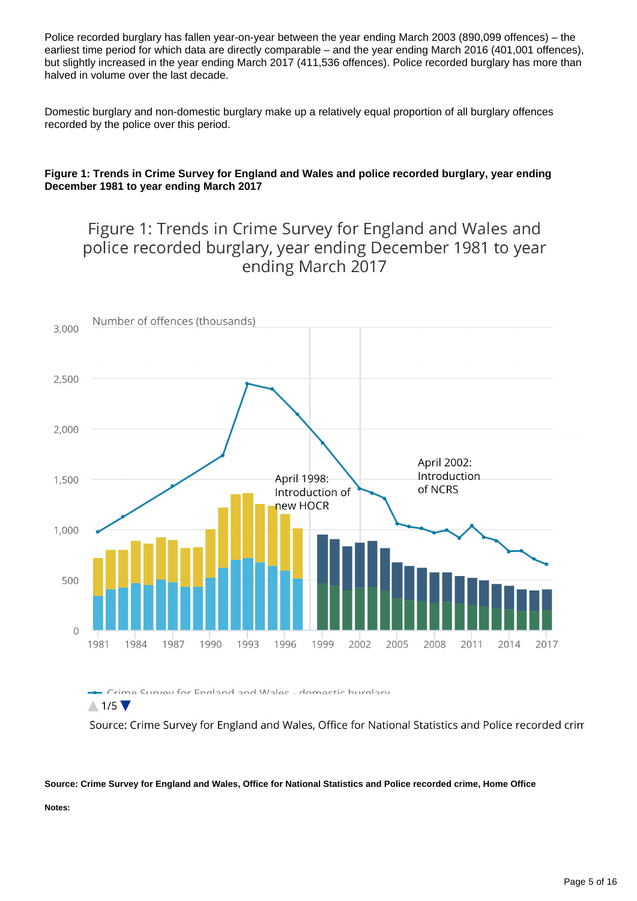Police recorded burglary has fallen year-on-year between the year ending March 2003 (890,099 offences) – the earliest time period for which data are directly comparable – and the year ending March 2016 (401,001 offences), but slightly increased in the year ending March 2017 (411,536 offences). Police recorded burglary has more than halved in volume over the last decade.

Domestic burglary and non-domestic burglary make up a relatively equal proportion of all burglary offences recorded by the police over this period.

**Figure 1: Trends in Crime Survey for England and Wales and police recorded burglary, year ending December 1981 to year ending March 2017**

Figure 1: Trends in Crime Survey for England and Wales and police recorded burglary, year ending December 1981 to year ending March 2017

Number of offences (thousands)

April 1998: Introduction of new HOCR

April 2002: Introduction of NCRS

Crime Survey for England and Wales - domestic burglary

1/5

Source: Crime Survey for England and Wales, Office for National Statistics and Police recorded crim

**Source: Crime Survey for England and Wales, Office for National Statistics and Police recorded crime, Home Office**

**Notes:**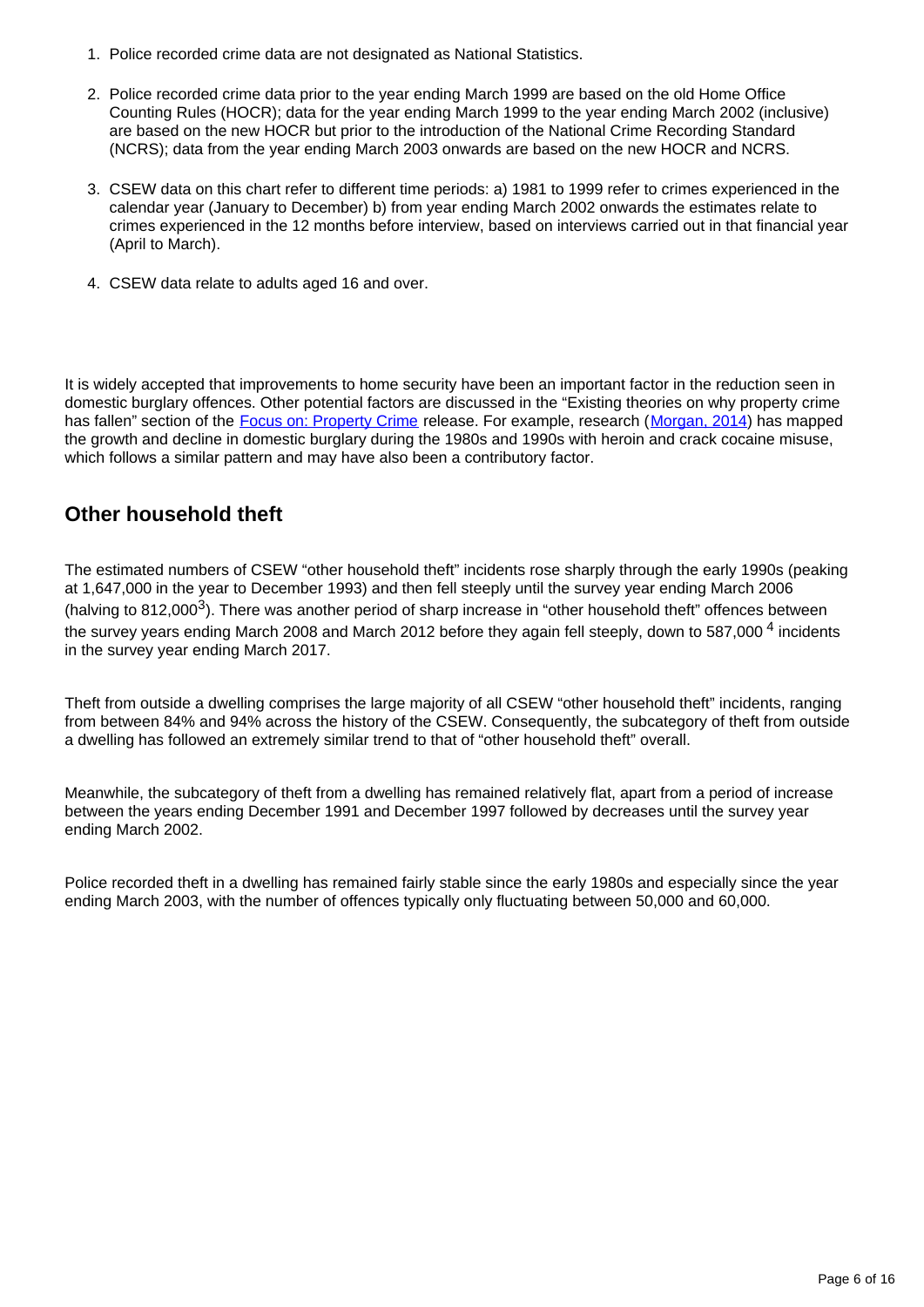1. Police recorded crime data are not designated as National Statistics.

2. Police recorded crime data prior to the year ending March 1999 are based on the old Home Office Counting Rules (HOCR); data for the year ending March 1999 to the year ending March 2002 (inclusive) are based on the new HOCR but prior to the introduction of the National Crime Recording Standard (NCRS); data from the year ending March 2003 onwards are based on the new HOCR and NCRS.

3. CSEW data on this chart refer to different time periods: a) 1981 to 1999 refer to crimes experienced in the calendar year (January to December) b) from year ending March 2002 onwards the estimates relate to crimes experienced in the 12 months before interview, based on interviews carried out in that financial year (April to March).

4. CSEW data relate to adults aged 16 and over.

It is widely accepted that improvements to home security have been an important factor in the reduction seen in domestic burglary offences. Other potential factors are discussed in the "Existing theories on why property crime has fallen" section of the Focus on: Property Crime release. For example, research (Morgan, 2014) has mapped the growth and decline in domestic burglary during the 1980s and 1990s with heroin and crack cocaine misuse, which follows a similar pattern and may have also been a contributory factor.

## Other household theft

The estimated numbers of CSEW "other household theft" incidents rose sharply through the early 1990s (peaking at 1,647,000 in the year to December 1993) and then fell steeply until the survey year ending March 2006 (halving to 812,000[3]). There was another period of sharp increase in "other household theft" offences between the survey years ending March 2008 and March 2012 before they again fell steeply, down to 587,000 [4] incidents in the survey year ending March 2017.

Theft from outside a dwelling comprises the large majority of all CSEW "other household theft" incidents, ranging from between 84% and 94% across the history of the CSEW. Consequently, the subcategory of theft from outside a dwelling has followed an extremely similar trend to that of "other household theft" overall.

Meanwhile, the subcategory of theft from a dwelling has remained relatively flat, apart from a period of increase between the years ending December 1991 and December 1997 followed by decreases until the survey year ending March 2002.

Police recorded theft in a dwelling has remained fairly stable since the early 1980s and especially since the year ending March 2003, with the number of offences typically only fluctuating between 50,000 and 60,000.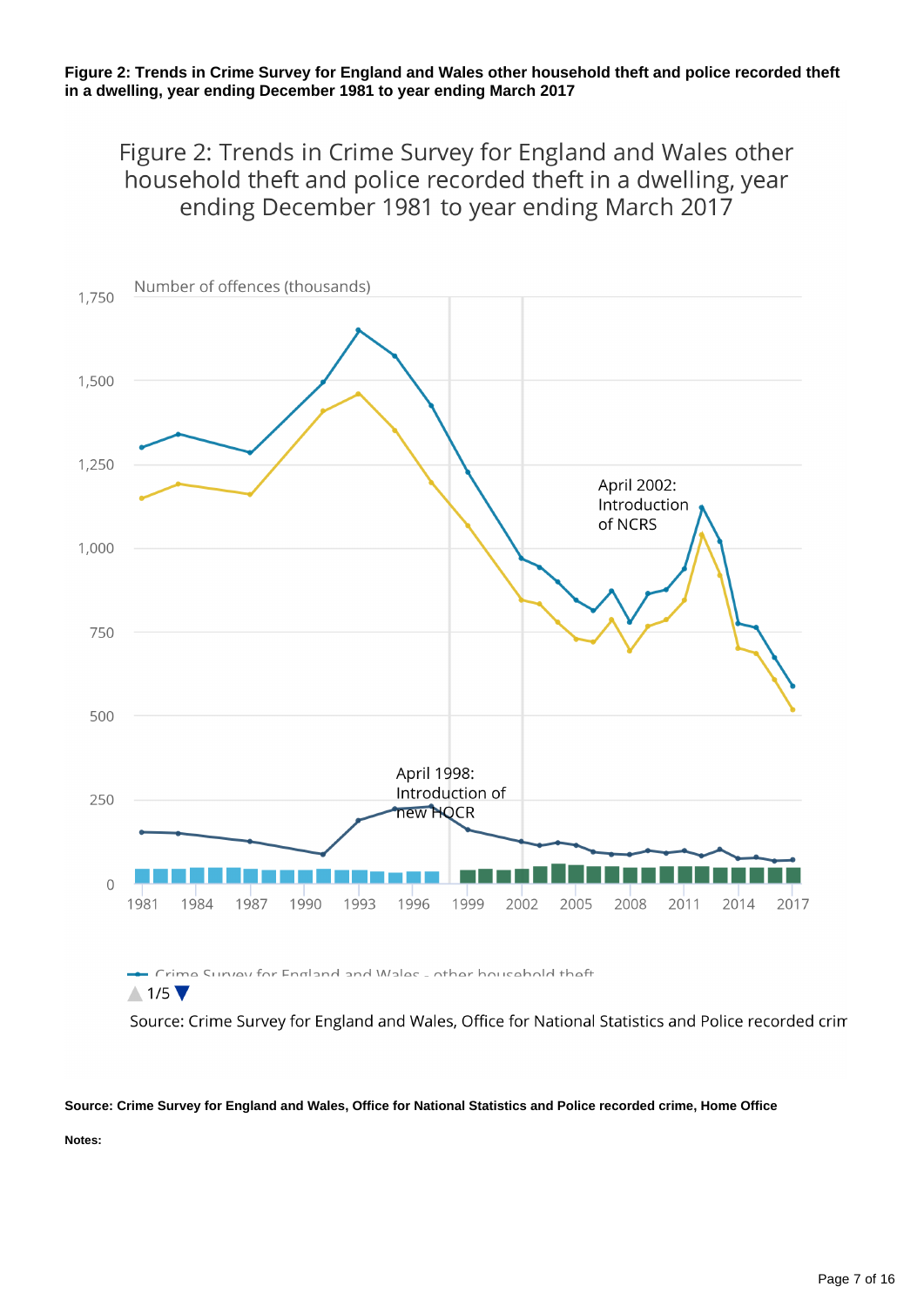**Figure 2: Trends in Crime Survey for England and Wales other household theft and police recorded theft in a dwelling, year ending December 1981 to year ending March 2017**

Figure 2: Trends in Crime Survey for England and Wales other household theft and police recorded theft in a dwelling, year ending December 1981 to year ending March 2017

Number of offences (thousands)

April 1998: Introduction of new HOCR

April 2002: Introduction of NCRS

Crime Survey for England and Wales - other household theft

1/5

Source: Crime Survey for England and Wales, Office for National Statistics and Police recorded crim

**Source: Crime Survey for England and Wales, Office for National Statistics and Police recorded crime, Home Office**

**Notes:**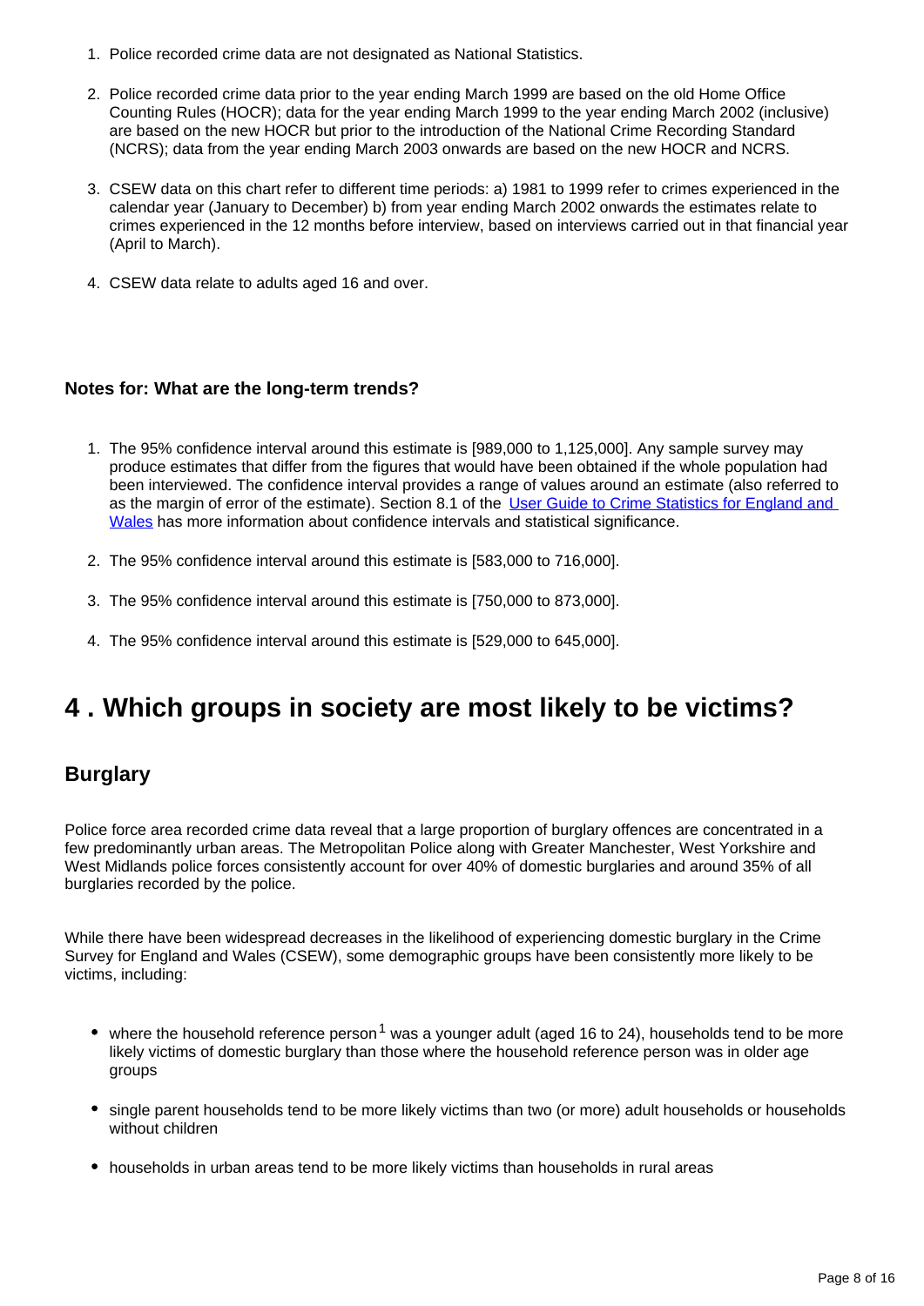1. Police recorded crime data are not designated as National Statistics.

2. Police recorded crime data prior to the year ending March 1999 are based on the old Home Office Counting Rules (HOCR); data for the year ending March 1999 to the year ending March 2002 (inclusive) are based on the new HOCR but prior to the introduction of the National Crime Recording Standard (NCRS); data from the year ending March 2003 onwards are based on the new HOCR and NCRS.

3. CSEW data on this chart refer to different time periods: a) 1981 to 1999 refer to crimes experienced in the calendar year (January to December) b) from year ending March 2002 onwards the estimates relate to crimes experienced in the 12 months before interview, based on interviews carried out in that financial year (April to March).

4. CSEW data relate to adults aged 16 and over.

**Notes for: What are the long-term trends?**

1. The 95% confidence interval around this estimate is [989,000 to 1,125,000]. Any sample survey may produce estimates that differ from the figures that would have been obtained if the whole population had been interviewed. The confidence interval provides a range of values around an estimate (also referred to as the margin of error of the estimate). Section 8.1 of the User Guide to Crime Statistics for England and Wales has more information about confidence intervals and statistical significance.

2. The 95% confidence interval around this estimate is [583,000 to 716,000].

3. The 95% confidence interval around this estimate is [750,000 to 873,000].

4. The 95% confidence interval around this estimate is [529,000 to 645,000].

# 4 . Which groups in society are most likely to be victims?

## Burglary

Police force area recorded crime data reveal that a large proportion of burglary offences are concentrated in a few predominantly urban areas. The Metropolitan Police along with Greater Manchester, West Yorkshire and West Midlands police forces consistently account for over 40% of domestic burglaries and around 35% of all burglaries recorded by the police.

While there have been widespread decreases in the likelihood of experiencing domestic burglary in the Crime Survey for England and Wales (CSEW), some demographic groups have been consistently more likely to be victims, including:

- where the household reference person[1] was a younger adult (aged 16 to 24), households tend to be more likely victims of domestic burglary than those where the household reference person was in older age groups

- single parent households tend to be more likely victims than two (or more) adult households or households without children

- households in urban areas tend to be more likely victims than households in rural areas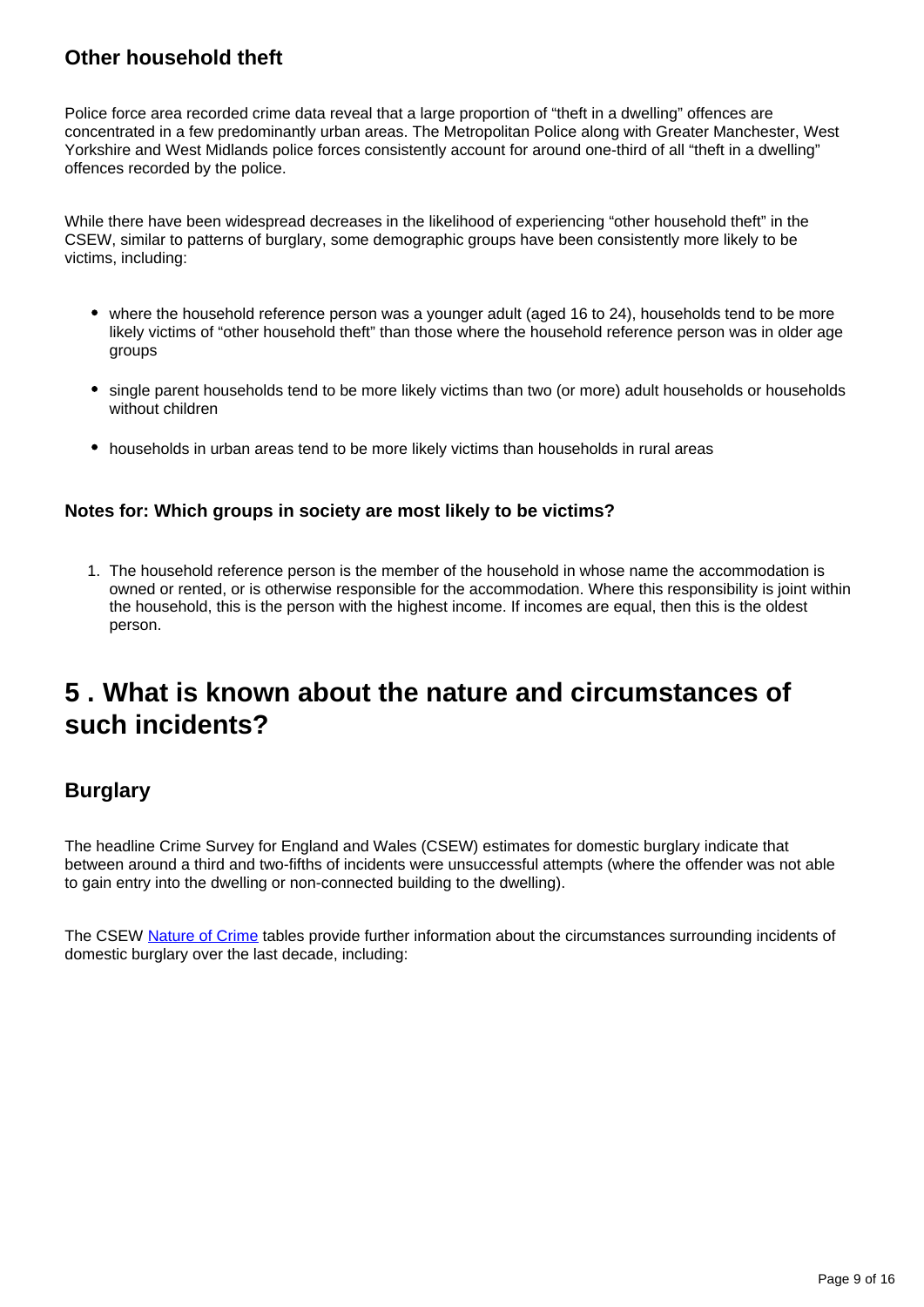### Other household theft

Police force area recorded crime data reveal that a large proportion of “theft in a dwelling” offences are concentrated in a few predominantly urban areas. The Metropolitan Police along with Greater Manchester, West Yorkshire and West Midlands police forces consistently account for around one-third of all “theft in a dwelling” offences recorded by the police.

While there have been widespread decreases in the likelihood of experiencing “other household theft” in the CSEW, similar to patterns of burglary, some demographic groups have been consistently more likely to be victims, including:

- where the household reference person was a younger adult (aged 16 to 24), households tend to be more likely victims of “other household theft” than those where the household reference person was in older age groups
- single parent households tend to be more likely victims than two (or more) adult households or households without children
- households in urban areas tend to be more likely victims than households in rural areas

**Notes for: Which groups in society are most likely to be victims?**

1. The household reference person is the member of the household in whose name the accommodation is owned or rented, or is otherwise responsible for the accommodation. Where this responsibility is joint within the household, this is the person with the highest income. If incomes are equal, then this is the oldest person.

## 5 . What is known about the nature and circumstances of such incidents?

### Burglary

The headline Crime Survey for England and Wales (CSEW) estimates for domestic burglary indicate that between around a third and two-fifths of incidents were unsuccessful attempts (where the offender was not able to gain entry into the dwelling or non-connected building to the dwelling).

The CSEW Nature of Crime tables provide further information about the circumstances surrounding incidents of domestic burglary over the last decade, including: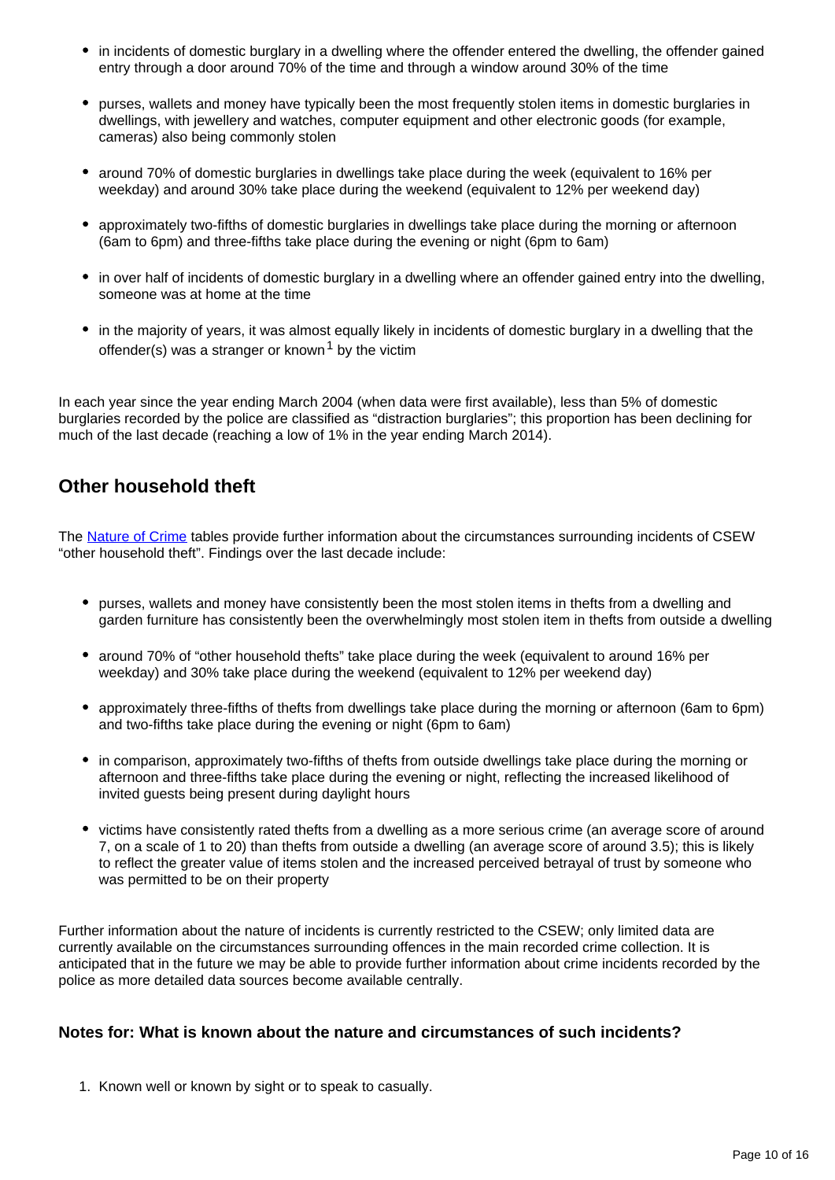- in incidents of domestic burglary in a dwelling where the offender entered the dwelling, the offender gained entry through a door around 70% of the time and through a window around 30% of the time
- purses, wallets and money have typically been the most frequently stolen items in domestic burglaries in dwellings, with jewellery and watches, computer equipment and other electronic goods (for example, cameras) also being commonly stolen
- around 70% of domestic burglaries in dwellings take place during the week (equivalent to 16% per weekday) and around 30% take place during the weekend (equivalent to 12% per weekend day)
- approximately two-fifths of domestic burglaries in dwellings take place during the morning or afternoon (6am to 6pm) and three-fifths take place during the evening or night (6pm to 6am)
- in over half of incidents of domestic burglary in a dwelling where an offender gained entry into the dwelling, someone was at home at the time
- in the majority of years, it was almost equally likely in incidents of domestic burglary in a dwelling that the offender(s) was a stranger or known[1] by the victim

In each year since the year ending March 2004 (when data were first available), less than 5% of domestic burglaries recorded by the police are classified as "distraction burglaries"; this proportion has been declining for much of the last decade (reaching a low of 1% in the year ending March 2014).

## Other household theft

The Nature of Crime tables provide further information about the circumstances surrounding incidents of CSEW "other household theft". Findings over the last decade include:

- purses, wallets and money have consistently been the most stolen items in thefts from a dwelling and garden furniture has consistently been the overwhelmingly most stolen item in thefts from outside a dwelling
- around 70% of "other household thefts" take place during the week (equivalent to around 16% per weekday) and 30% take place during the weekend (equivalent to 12% per weekend day)
- approximately three-fifths of thefts from dwellings take place during the morning or afternoon (6am to 6pm) and two-fifths take place during the evening or night (6pm to 6am)
- in comparison, approximately two-fifths of thefts from outside dwellings take place during the morning or afternoon and three-fifths take place during the evening or night, reflecting the increased likelihood of invited guests being present during daylight hours
- victims have consistently rated thefts from a dwelling as a more serious crime (an average score of around 7, on a scale of 1 to 20) than thefts from outside a dwelling (an average score of around 3.5); this is likely to reflect the greater value of items stolen and the increased perceived betrayal of trust by someone who was permitted to be on their property

Further information about the nature of incidents is currently restricted to the CSEW; only limited data are currently available on the circumstances surrounding offences in the main recorded crime collection. It is anticipated that in the future we may be able to provide further information about crime incidents recorded by the police as more detailed data sources become available centrally.

### Notes for: What is known about the nature and circumstances of such incidents?

1. Known well or known by sight or to speak to casually.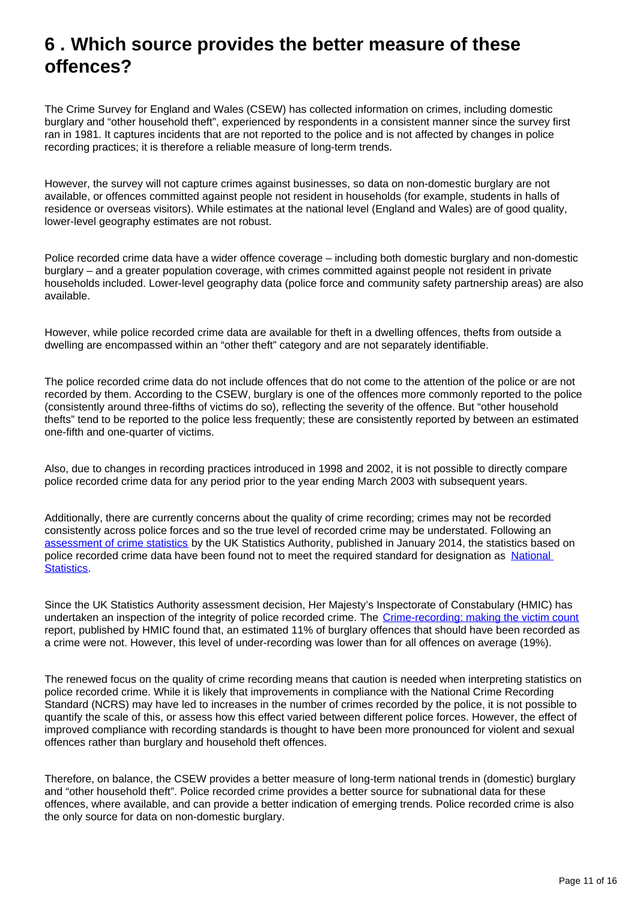## 6 . Which source provides the better measure of these offences?

The Crime Survey for England and Wales (CSEW) has collected information on crimes, including domestic burglary and "other household theft", experienced by respondents in a consistent manner since the survey first ran in 1981. It captures incidents that are not reported to the police and is not affected by changes in police recording practices; it is therefore a reliable measure of long-term trends.

However, the survey will not capture crimes against businesses, so data on non-domestic burglary are not available, or offences committed against people not resident in households (for example, students in halls of residence or overseas visitors). While estimates at the national level (England and Wales) are of good quality, lower-level geography estimates are not robust.

Police recorded crime data have a wider offence coverage – including both domestic burglary and non-domestic burglary – and a greater population coverage, with crimes committed against people not resident in private households included. Lower-level geography data (police force and community safety partnership areas) are also available.

However, while police recorded crime data are available for theft in a dwelling offences, thefts from outside a dwelling are encompassed within an "other theft" category and are not separately identifiable.

The police recorded crime data do not include offences that do not come to the attention of the police or are not recorded by them. According to the CSEW, burglary is one of the offences more commonly reported to the police (consistently around three-fifths of victims do so), reflecting the severity of the offence. But "other household thefts" tend to be reported to the police less frequently; these are consistently reported by between an estimated one-fifth and one-quarter of victims.

Also, due to changes in recording practices introduced in 1998 and 2002, it is not possible to directly compare police recorded crime data for any period prior to the year ending March 2003 with subsequent years.

Additionally, there are currently concerns about the quality of crime recording; crimes may not be recorded consistently across police forces and so the true level of recorded crime may be understated. Following an [assessment of crime statistics](#) by the UK Statistics Authority, published in January 2014, the statistics based on police recorded crime data have been found not to meet the required standard for designation as [National Statistics](#).

Since the UK Statistics Authority assessment decision, Her Majesty's Inspectorate of Constabulary (HMIC) has undertaken an inspection of the integrity of police recorded crime. The [Crime-recording: making the victim count](#) report, published by HMIC found that, an estimated 11% of burglary offences that should have been recorded as a crime were not. However, this level of under-recording was lower than for all offences on average (19%).

The renewed focus on the quality of crime recording means that caution is needed when interpreting statistics on police recorded crime. While it is likely that improvements in compliance with the National Crime Recording Standard (NCRS) may have led to increases in the number of crimes recorded by the police, it is not possible to quantify the scale of this, or assess how this effect varied between different police forces. However, the effect of improved compliance with recording standards is thought to have been more pronounced for violent and sexual offences rather than burglary and household theft offences.

Therefore, on balance, the CSEW provides a better measure of long-term national trends in (domestic) burglary and "other household theft". Police recorded crime provides a better source for subnational data for these offences, where available, and can provide a better indication of emerging trends. Police recorded crime is also the only source for data on non-domestic burglary.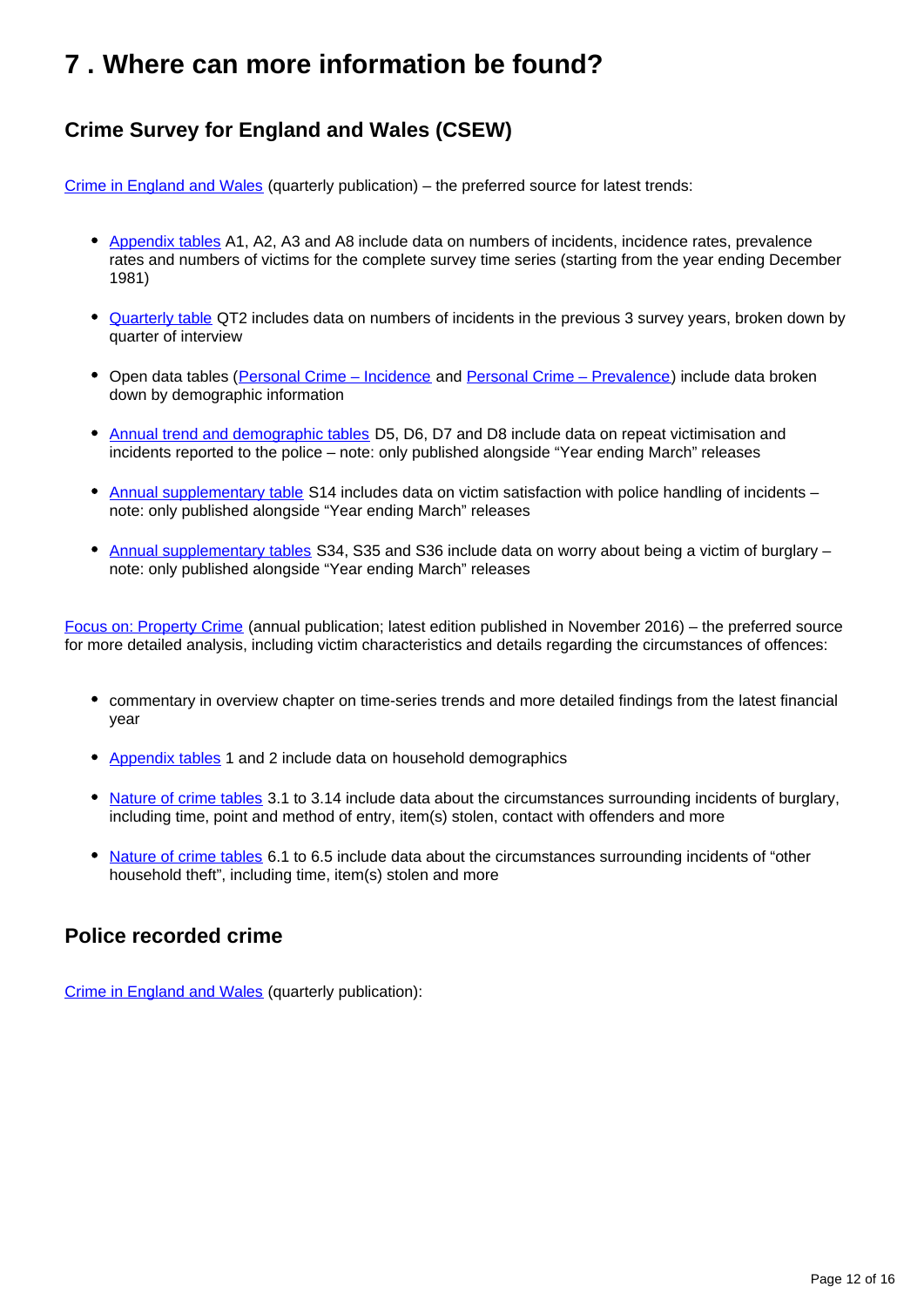## 7 . Where can more information be found?

### Crime Survey for England and Wales (CSEW)

Crime in England and Wales (quarterly publication) – the preferred source for latest trends:

- Appendix tables A1, A2, A3 and A8 include data on numbers of incidents, incidence rates, prevalence rates and numbers of victims for the complete survey time series (starting from the year ending December 1981)
- Quarterly table QT2 includes data on numbers of incidents in the previous 3 survey years, broken down by quarter of interview
- Open data tables (Personal Crime – Incidence and Personal Crime – Prevalence) include data broken down by demographic information
- Annual trend and demographic tables D5, D6, D7 and D8 include data on repeat victimisation and incidents reported to the police – note: only published alongside "Year ending March" releases
- Annual supplementary table S14 includes data on victim satisfaction with police handling of incidents – note: only published alongside "Year ending March" releases
- Annual supplementary tables S34, S35 and S36 include data on worry about being a victim of burglary – note: only published alongside "Year ending March" releases

Focus on: Property Crime (annual publication; latest edition published in November 2016) – the preferred source for more detailed analysis, including victim characteristics and details regarding the circumstances of offences:

- commentary in overview chapter on time-series trends and more detailed findings from the latest financial year
- Appendix tables 1 and 2 include data on household demographics
- Nature of crime tables 3.1 to 3.14 include data about the circumstances surrounding incidents of burglary, including time, point and method of entry, item(s) stolen, contact with offenders and more
- Nature of crime tables 6.1 to 6.5 include data about the circumstances surrounding incidents of "other household theft", including time, item(s) stolen and more

### Police recorded crime

Crime in England and Wales (quarterly publication):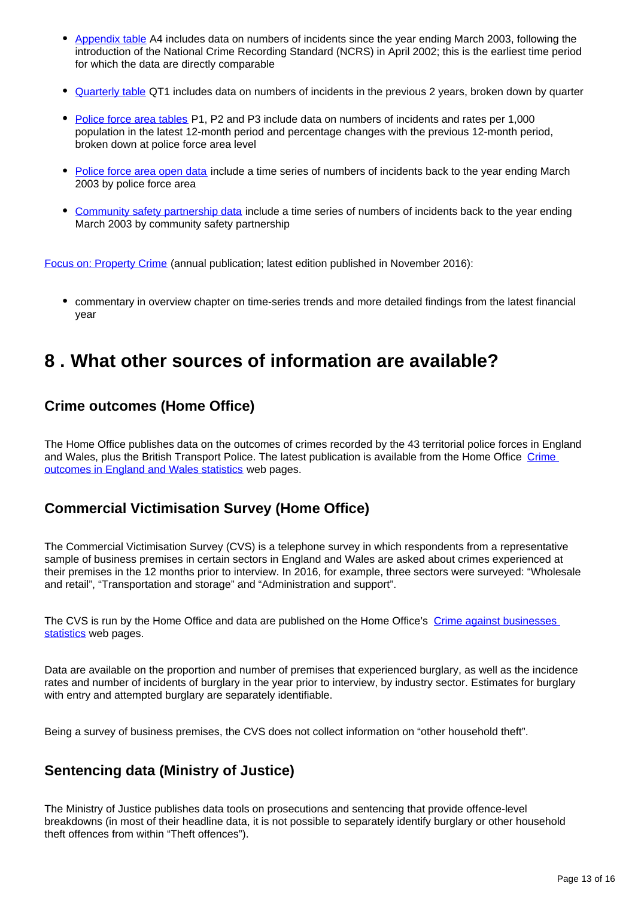- Appendix table A4 includes data on numbers of incidents since the year ending March 2003, following the introduction of the National Crime Recording Standard (NCRS) in April 2002; this is the earliest time period for which the data are directly comparable

- Quarterly table QT1 includes data on numbers of incidents in the previous 2 years, broken down by quarter

- Police force area tables P1, P2 and P3 include data on numbers of incidents and rates per 1,000 population in the latest 12-month period and percentage changes with the previous 12-month period, broken down at police force area level

- Police force area open data include a time series of numbers of incidents back to the year ending March 2003 by police force area

- Community safety partnership data include a time series of numbers of incidents back to the year ending March 2003 by community safety partnership

Focus on: Property Crime (annual publication; latest edition published in November 2016):

- commentary in overview chapter on time-series trends and more detailed findings from the latest financial year

## 8 . What other sources of information are available?

### Crime outcomes (Home Office)

The Home Office publishes data on the outcomes of crimes recorded by the 43 territorial police forces in England and Wales, plus the British Transport Police. The latest publication is available from the Home Office Crime outcomes in England and Wales statistics web pages.

### Commercial Victimisation Survey (Home Office)

The Commercial Victimisation Survey (CVS) is a telephone survey in which respondents from a representative sample of business premises in certain sectors in England and Wales are asked about crimes experienced at their premises in the 12 months prior to interview. In 2016, for example, three sectors were surveyed: "Wholesale and retail", "Transportation and storage" and "Administration and support".

The CVS is run by the Home Office and data are published on the Home Office's Crime against businesses statistics web pages.

Data are available on the proportion and number of premises that experienced burglary, as well as the incidence rates and number of incidents of burglary in the year prior to interview, by industry sector. Estimates for burglary with entry and attempted burglary are separately identifiable.

Being a survey of business premises, the CVS does not collect information on "other household theft".

### Sentencing data (Ministry of Justice)

The Ministry of Justice publishes data tools on prosecutions and sentencing that provide offence-level breakdowns (in most of their headline data, it is not possible to separately identify burglary or other household theft offences from within "Theft offences").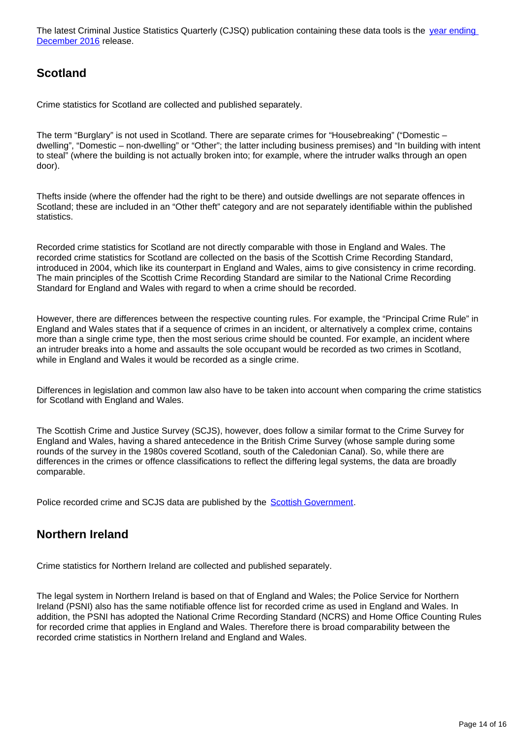The latest Criminal Justice Statistics Quarterly (CJSQ) publication containing these data tools is the [year ending December 2016](#) release.

## Scotland

Crime statistics for Scotland are collected and published separately.

The term "Burglary" is not used in Scotland. There are separate crimes for "Housebreaking" ("Domestic – dwelling", "Domestic – non-dwelling" or "Other"; the latter including business premises) and "In building with intent to steal" (where the building is not actually broken into; for example, where the intruder walks through an open door).

Thefts inside (where the offender had the right to be there) and outside dwellings are not separate offences in Scotland; these are included in an "Other theft" category and are not separately identifiable within the published statistics.

Recorded crime statistics for Scotland are not directly comparable with those in England and Wales. The recorded crime statistics for Scotland are collected on the basis of the Scottish Crime Recording Standard, introduced in 2004, which like its counterpart in England and Wales, aims to give consistency in crime recording. The main principles of the Scottish Crime Recording Standard are similar to the National Crime Recording Standard for England and Wales with regard to when a crime should be recorded.

However, there are differences between the respective counting rules. For example, the "Principal Crime Rule" in England and Wales states that if a sequence of crimes in an incident, or alternatively a complex crime, contains more than a single crime type, then the most serious crime should be counted. For example, an incident where an intruder breaks into a home and assaults the sole occupant would be recorded as two crimes in Scotland, while in England and Wales it would be recorded as a single crime.

Differences in legislation and common law also have to be taken into account when comparing the crime statistics for Scotland with England and Wales.

The Scottish Crime and Justice Survey (SCJS), however, does follow a similar format to the Crime Survey for England and Wales, having a shared antecedence in the British Crime Survey (whose sample during some rounds of the survey in the 1980s covered Scotland, south of the Caledonian Canal). So, while there are differences in the crimes or offence classifications to reflect the differing legal systems, the data are broadly comparable.

Police recorded crime and SCJS data are published by the [Scottish Government](#).

## Northern Ireland

Crime statistics for Northern Ireland are collected and published separately.

The legal system in Northern Ireland is based on that of England and Wales; the Police Service for Northern Ireland (PSNI) also has the same notifiable offence list for recorded crime as used in England and Wales. In addition, the PSNI has adopted the National Crime Recording Standard (NCRS) and Home Office Counting Rules for recorded crime that applies in England and Wales. Therefore there is broad comparability between the recorded crime statistics in Northern Ireland and England and Wales.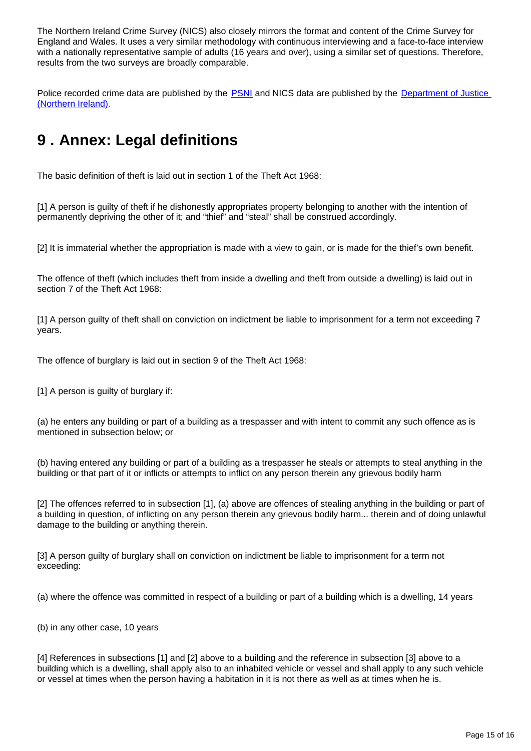The Northern Ireland Crime Survey (NICS) also closely mirrors the format and content of the Crime Survey for England and Wales. It uses a very similar methodology with continuous interviewing and a face-to-face interview with a nationally representative sample of adults (16 years and over), using a similar set of questions. Therefore, results from the two surveys are broadly comparable.

Police recorded crime data are published by the [PSNI] and NICS data are published by the [Department of Justice (Northern Ireland)].

## 9 . Annex: Legal definitions

The basic definition of theft is laid out in section 1 of the Theft Act 1968:

[1] A person is guilty of theft if he dishonestly appropriates property belonging to another with the intention of permanently depriving the other of it; and "thief" and "steal" shall be construed accordingly.

[2] It is immaterial whether the appropriation is made with a view to gain, or is made for the thief's own benefit.

The offence of theft (which includes theft from inside a dwelling and theft from outside a dwelling) is laid out in section 7 of the Theft Act 1968:

[1] A person guilty of theft shall on conviction on indictment be liable to imprisonment for a term not exceeding 7 years.

The offence of burglary is laid out in section 9 of the Theft Act 1968:

[1] A person is guilty of burglary if:

(a) he enters any building or part of a building as a trespasser and with intent to commit any such offence as is mentioned in subsection below; or

(b) having entered any building or part of a building as a trespasser he steals or attempts to steal anything in the building or that part of it or inflicts or attempts to inflict on any person therein any grievous bodily harm

[2] The offences referred to in subsection [1], (a) above are offences of stealing anything in the building or part of a building in question, of inflicting on any person therein any grievous bodily harm... therein and of doing unlawful damage to the building or anything therein.

[3] A person guilty of burglary shall on conviction on indictment be liable to imprisonment for a term not exceeding:

(a) where the offence was committed in respect of a building or part of a building which is a dwelling, 14 years

(b) in any other case, 10 years

[4] References in subsections [1] and [2] above to a building and the reference in subsection [3] above to a building which is a dwelling, shall apply also to an inhabited vehicle or vessel and shall apply to any such vehicle or vessel at times when the person having a habitation in it is not there as well as at times when he is.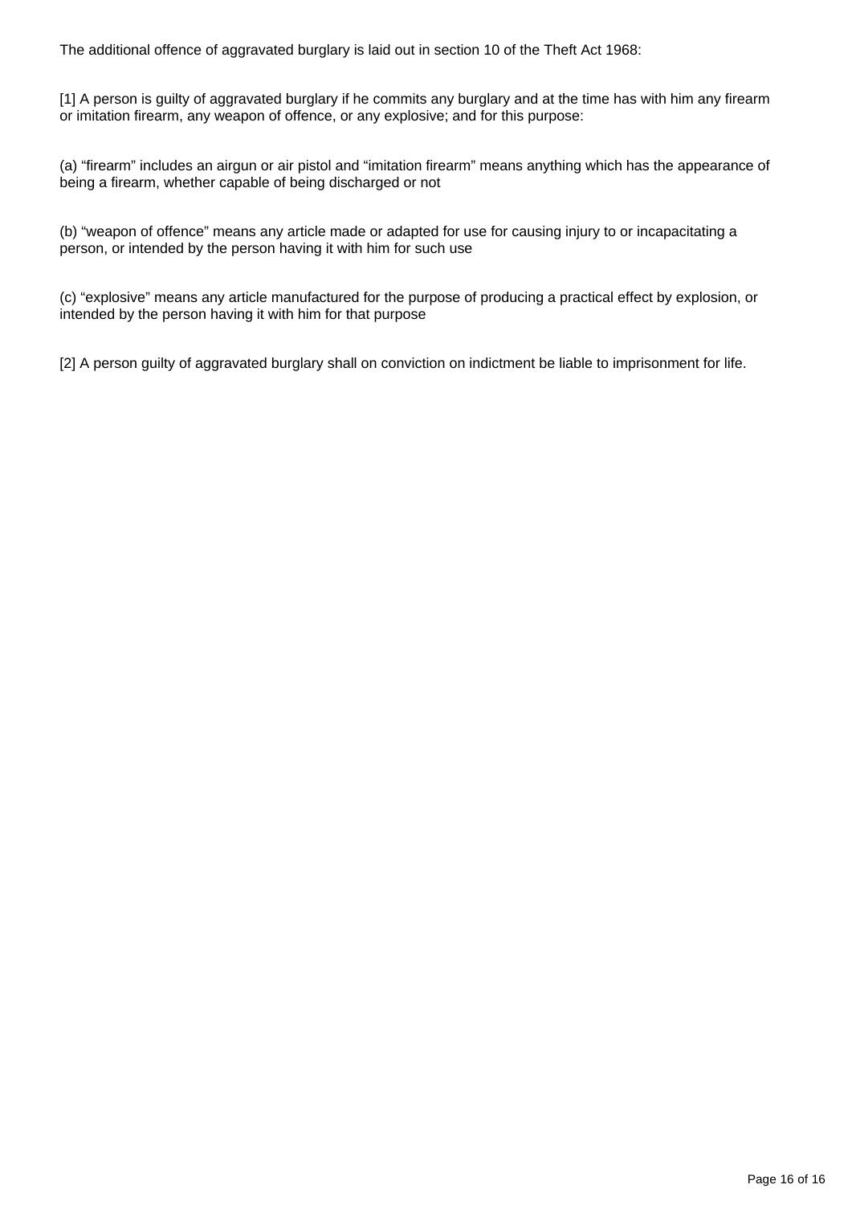The additional offence of aggravated burglary is laid out in section 10 of the Theft Act 1968:

[1] A person is guilty of aggravated burglary if he commits any burglary and at the time has with him any firearm or imitation firearm, any weapon of offence, or any explosive; and for this purpose:

(a) “firearm” includes an airgun or air pistol and “imitation firearm” means anything which has the appearance of being a firearm, whether capable of being discharged or not

(b) “weapon of offence” means any article made or adapted for use for causing injury to or incapacitating a person, or intended by the person having it with him for such use

(c) “explosive” means any article manufactured for the purpose of producing a practical effect by explosion, or intended by the person having it with him for that purpose

[2] A person guilty of aggravated burglary shall on conviction on indictment be liable to imprisonment for life.